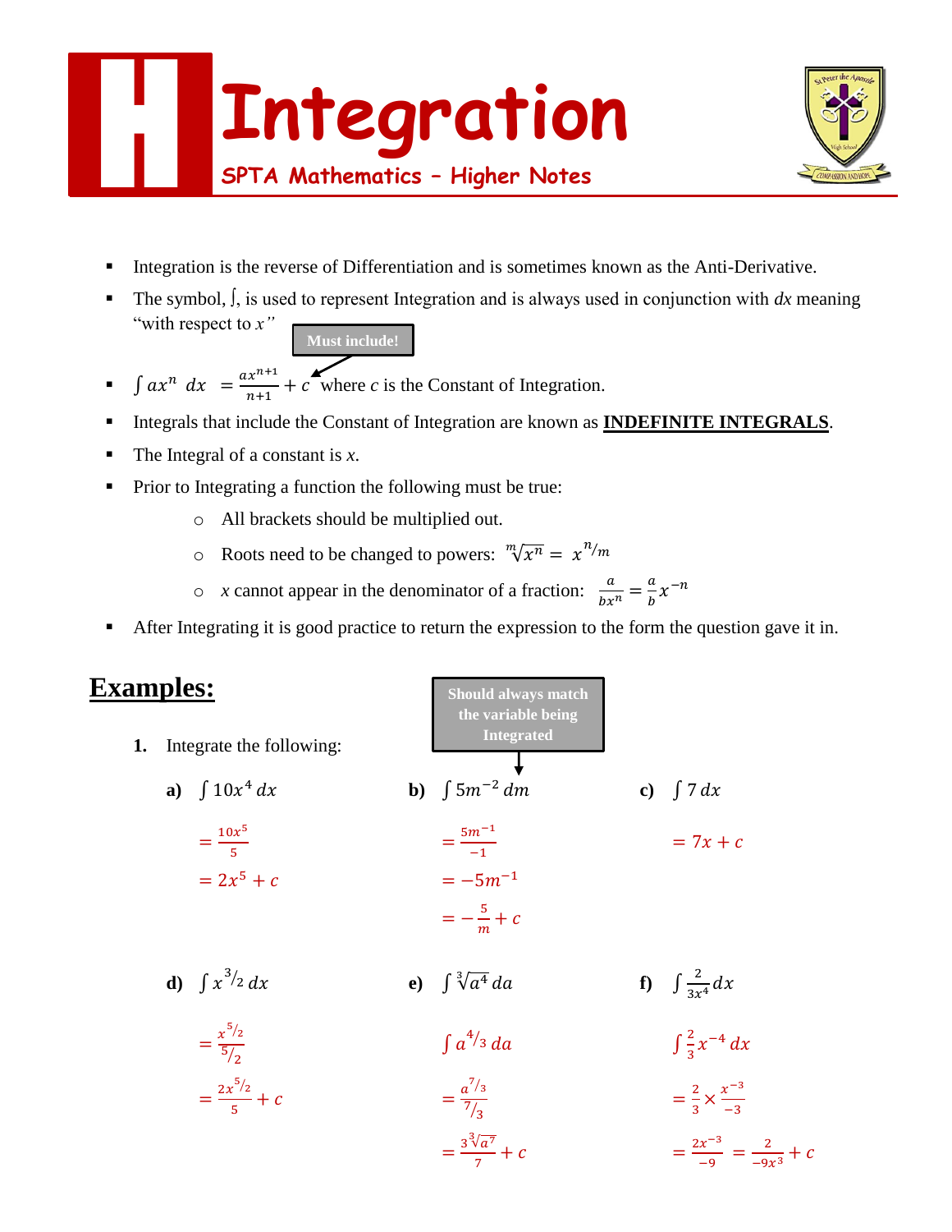# Integration

**SPTA Mathematics – Higher Notes**

- Integration is the reverse of Differentiation and is sometimes known as the Anti-Derivative.
- The symbol, $\int$, is used to represent Integration and is always used in conjunction with $dx$ meaning "with respect to $x$"
- $\int ax^n \; dx \;= \frac{ax^{n+1}}{n+1} + c$ where $c$ is the Constant of Integration. (**Must include!**)
- Integrals that include the Constant of Integration are known as **INDEFINITE INTEGRALS**.
- The Integral of a constant is $x$.
- Prior to Integrating a function the following must be true:
  - All brackets should be multiplied out.
  - Roots need to be changed to powers: $\sqrt[m]{x^n} = x^{n/m}$
  - $x$ cannot appear in the denominator of a fraction: $\frac{a}{bx^n} = \frac{a}{b}x^{-n}$
- After Integrating it is good practice to return the expression to the form the question gave it in.

## Examples:

**1.** Integrate the following:

**a)** $\int 10x^4 \, dx$

$= \frac{10x^5}{5}$

$= 2x^5 + c$

**b)** $\int 5m^{-2} \, dm$ (**Should always match the variable being Integrated**)

$= \frac{5m^{-1}}{-1}$

$= -5m^{-1}$

$= -\frac{5}{m} + c$

**c)** $\int 7 \, dx$

$= 7x + c$

**d)** $\int x^{3/2} \, dx$

$= \frac{x^{5/2}}{5/2}$

$= \frac{2x^{5/2}}{5} + c$

**e)** $\int \sqrt[3]{a^4} \, da$

$\int a^{4/3} \, da$

$= \frac{a^{7/3}}{7/3}$

$= \frac{3\sqrt[3]{a^7}}{7} + c$

**f)** $\int \frac{2}{3x^4} dx$

$\int \frac{2}{3}x^{-4} \, dx$

$= \frac{2}{3} \times \frac{x^{-3}}{-3}$

$= \frac{2x^{-3}}{-9} = \frac{2}{-9x^3} + c$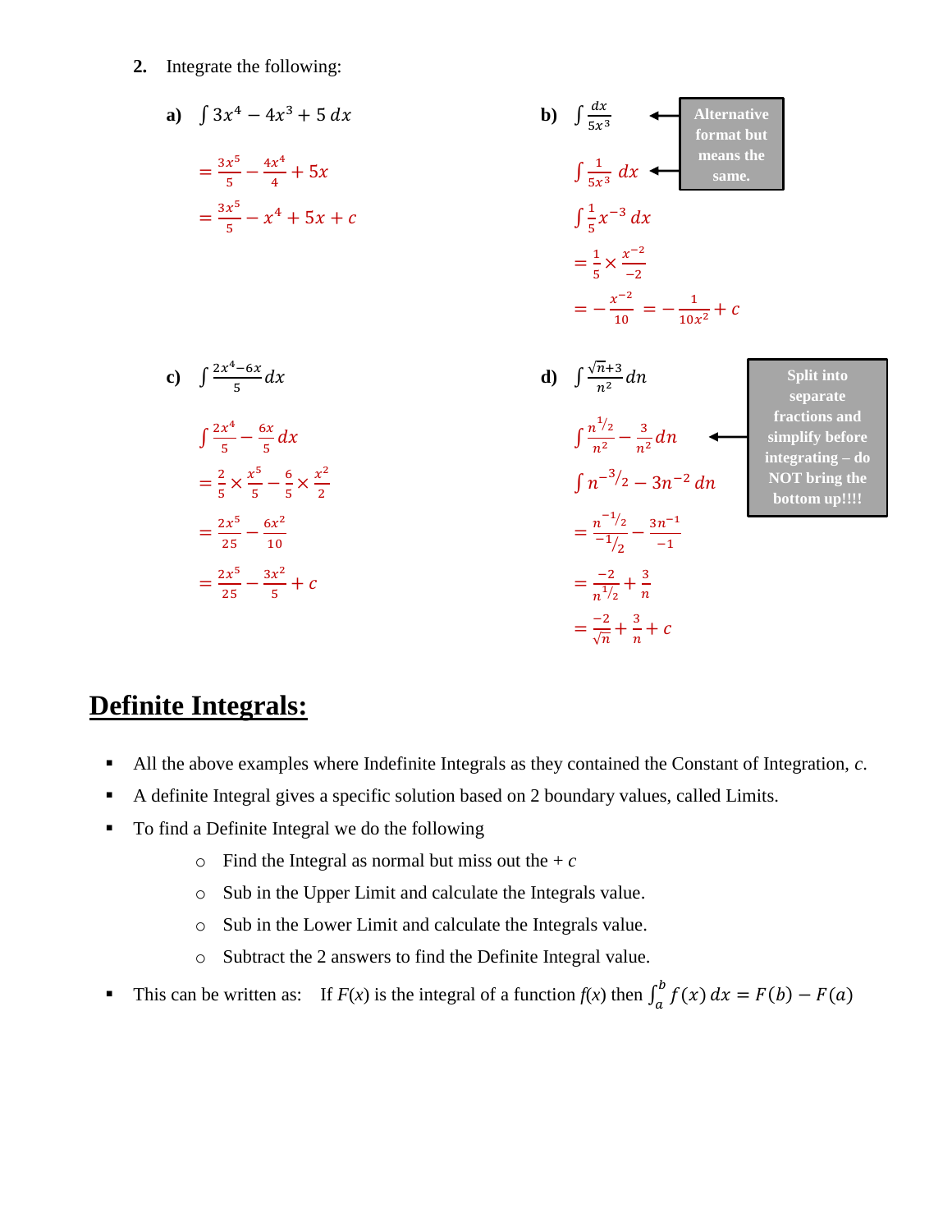**2.** Integrate the following:

**a)** $\int 3x^4 - 4x^3 + 5\,dx$

$= \frac{3x^5}{5} - \frac{4x^4}{4} + 5x$

$= \frac{3x^5}{5} - x^4 + 5x + c$

**b)** $\int \frac{dx}{5x^3}$ ← Alternative format but means the same.

$\int \frac{1}{5x^3}\,dx$ ←

$\int \frac{1}{5}x^{-3}\,dx$

$= \frac{1}{5} \times \frac{x^{-2}}{-2}$

$= -\frac{x^{-2}}{10} = -\frac{1}{10x^2} + c$

**c)** $\int \frac{2x^4 - 6x}{5}\,dx$

$\int \frac{2x^4}{5} - \frac{6x}{5}\,dx$

$= \frac{2}{5} \times \frac{x^5}{5} - \frac{6}{5} \times \frac{x^2}{2}$

$= \frac{2x^5}{25} - \frac{6x^2}{10}$

$= \frac{2x^5}{25} - \frac{3x^2}{5} + c$

**d)** $\int \frac{\sqrt{n}+3}{n^2}\,dn$

$\int \frac{n^{1/2}}{n^2} - \frac{3}{n^2}\,dn$ ← Split into separate fractions and simplify before integrating – do NOT bring the bottom up!!!!

$\int n^{-3/2} - 3n^{-2}\,dn$

$= \frac{n^{-1/2}}{-1/2} - \frac{3n^{-1}}{-1}$

$= \frac{-2}{n^{1/2}} + \frac{3}{n}$

$= \frac{-2}{\sqrt{n}} + \frac{3}{n} + c$

# Definite Integrals:

- All the above examples where Indefinite Integrals as they contained the Constant of Integration, *c*.
- A definite Integral gives a specific solution based on 2 boundary values, called Limits.
- To find a Definite Integral we do the following
  - Find the Integral as normal but miss out the + *c*
  - Sub in the Upper Limit and calculate the Integrals value.
  - Sub in the Lower Limit and calculate the Integrals value.
  - Subtract the 2 answers to find the Definite Integral value.
- This can be written as: If $F(x)$ is the integral of a function $f(x)$ then $\int_a^b f(x)\,dx = F(b) - F(a)$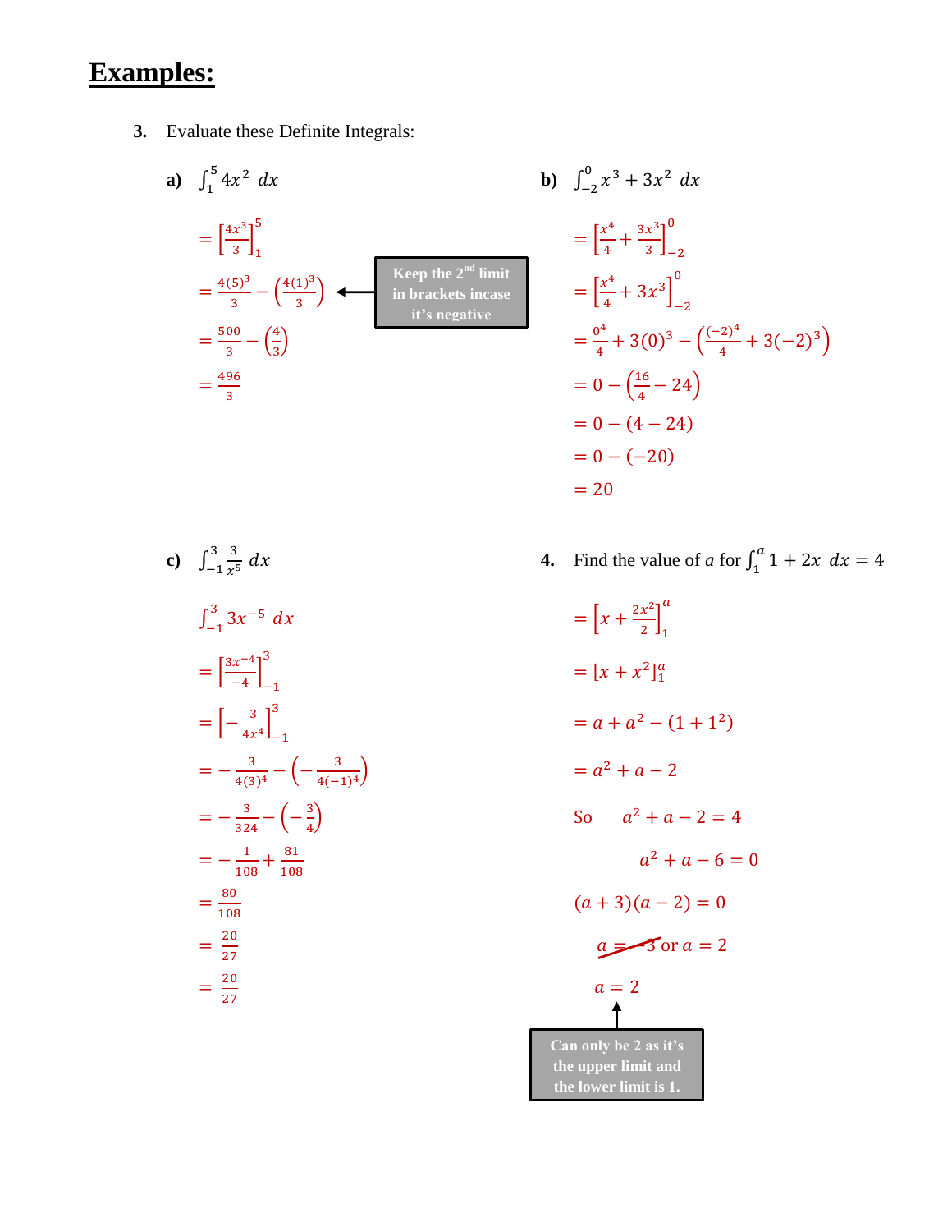## Examples:

**3.** Evaluate these Definite Integrals:

**a)** $\int_1^5 4x^2 \, dx$

$= \left[\frac{4x^3}{3}\right]_1^5$

$= \frac{4(5)^3}{3} - \left(\frac{4(1)^3}{3}\right)$

Keep the 2nd limit in brackets incase it's negative

$= \frac{500}{3} - \left(\frac{4}{3}\right)$

$= \frac{496}{3}$

**b)** $\int_{-2}^0 x^3 + 3x^2 \, dx$

$= \left[\frac{x^4}{4} + \frac{3x^3}{3}\right]_{-2}^0$

$= \left[\frac{x^4}{4} + 3x^3\right]_{-2}^0$

$= \frac{0^4}{4} + 3(0)^3 - \left(\frac{(-2)^4}{4} + 3(-2)^3\right)$

$= 0 - \left(\frac{16}{4} - 24\right)$

$= 0 - (4 - 24)$

$= 0 - (-20)$

$= 20$

**c)** $\int_{-1}^3 \frac{3}{x^5} \, dx$

$\int_{-1}^3 3x^{-5} \, dx$

$= \left[\frac{3x^{-4}}{-4}\right]_{-1}^3$

$= \left[-\frac{3}{4x^4}\right]_{-1}^3$

$= -\frac{3}{4(3)^4} - \left(-\frac{3}{4(-1)^4}\right)$

$= -\frac{3}{324} - \left(-\frac{3}{4}\right)$

$= -\frac{1}{108} + \frac{81}{108}$

$= \frac{80}{108}$

$= \frac{20}{27}$

$= \frac{20}{27}$

**4.** Find the value of $a$ for $\int_1^a 1 + 2x \, dx = 4$

$= \left[x + \frac{2x^2}{2}\right]_1^a$

$= [x + x^2]_1^a$

$= a + a^2 - (1 + 1^2)$

$= a^2 + a - 2$

So $\quad a^2 + a - 2 = 4$

$a^2 + a - 6 = 0$

$(a + 3)(a - 2) = 0$

~~$a = -3$~~ or $a = 2$

$a = 2$

Can only be 2 as it's the upper limit and the lower limit is 1.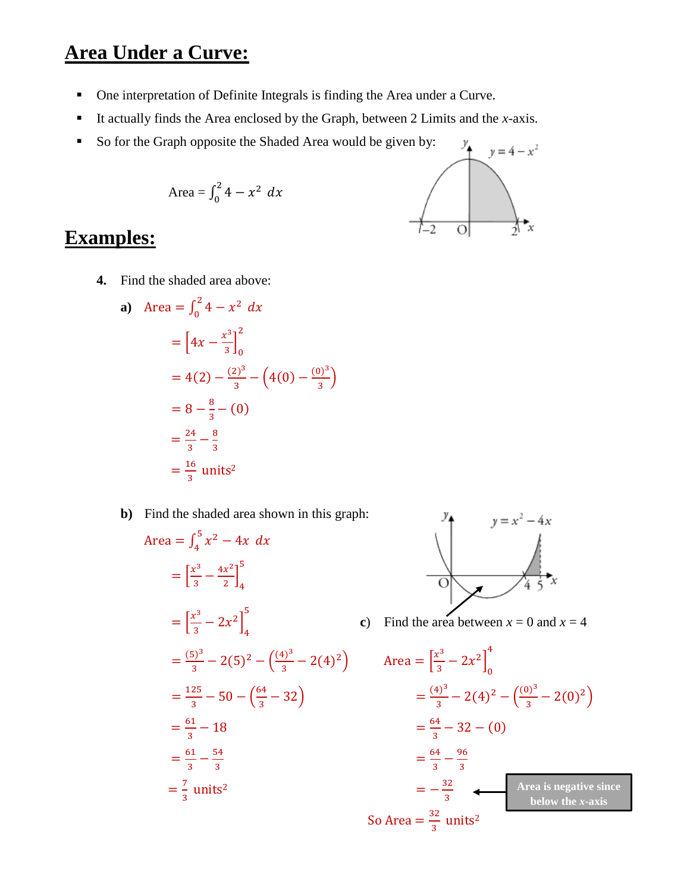# Area Under a Curve:

- One interpretation of Definite Integrals is finding the Area under a Curve.
- It actually finds the Area enclosed by the Graph, between 2 Limits and the $x$-axis.
- So for the Graph opposite the Shaded Area would be given by:

$$\text{Area} = \int_0^2 4 - x^2 \; dx$$

# Examples:

**4.** Find the shaded area above:

**a)** $\text{Area} = \int_0^2 4 - x^2 \; dx$

$$= \left[4x - \frac{x^3}{3}\right]_0^2$$

$$= 4(2) - \frac{(2)^3}{3} - \left(4(0) - \frac{(0)^3}{3}\right)$$

$$= 8 - \frac{8}{3} - (0)$$

$$= \frac{24}{3} - \frac{8}{3}$$

$$= \frac{16}{3} \text{ units}^2$$

**b)** Find the shaded area shown in this graph:

$\text{Area} = \int_4^5 x^2 - 4x \; dx$

$$= \left[\frac{x^3}{3} - \frac{4x^2}{2}\right]_4^5$$

$$= \left[\frac{x^3}{3} - 2x^2\right]_4^5$$

$$= \frac{(5)^3}{3} - 2(5)^2 - \left(\frac{(4)^3}{3} - 2(4)^2\right)$$

$$= \frac{125}{3} - 50 - \left(\frac{64}{3} - 32\right)$$

$$= \frac{61}{3} - 18$$

$$= \frac{61}{3} - \frac{54}{3}$$

$$= \frac{7}{3} \text{ units}^2$$

**c)** Find the area between $x = 0$ and $x = 4$

$\text{Area} = \left[\frac{x^3}{3} - 2x^2\right]_0^4$

$$= \frac{(4)^3}{3} - 2(4)^2 - \left(\frac{(0)^3}{3} - 2(0)^2\right)$$

$$= \frac{64}{3} - 32 - (0)$$

$$= \frac{64}{3} - \frac{96}{3}$$

$$= -\frac{32}{3}$$

Area is negative since below the $x$-axis

So $\text{Area} = \frac{32}{3} \text{ units}^2$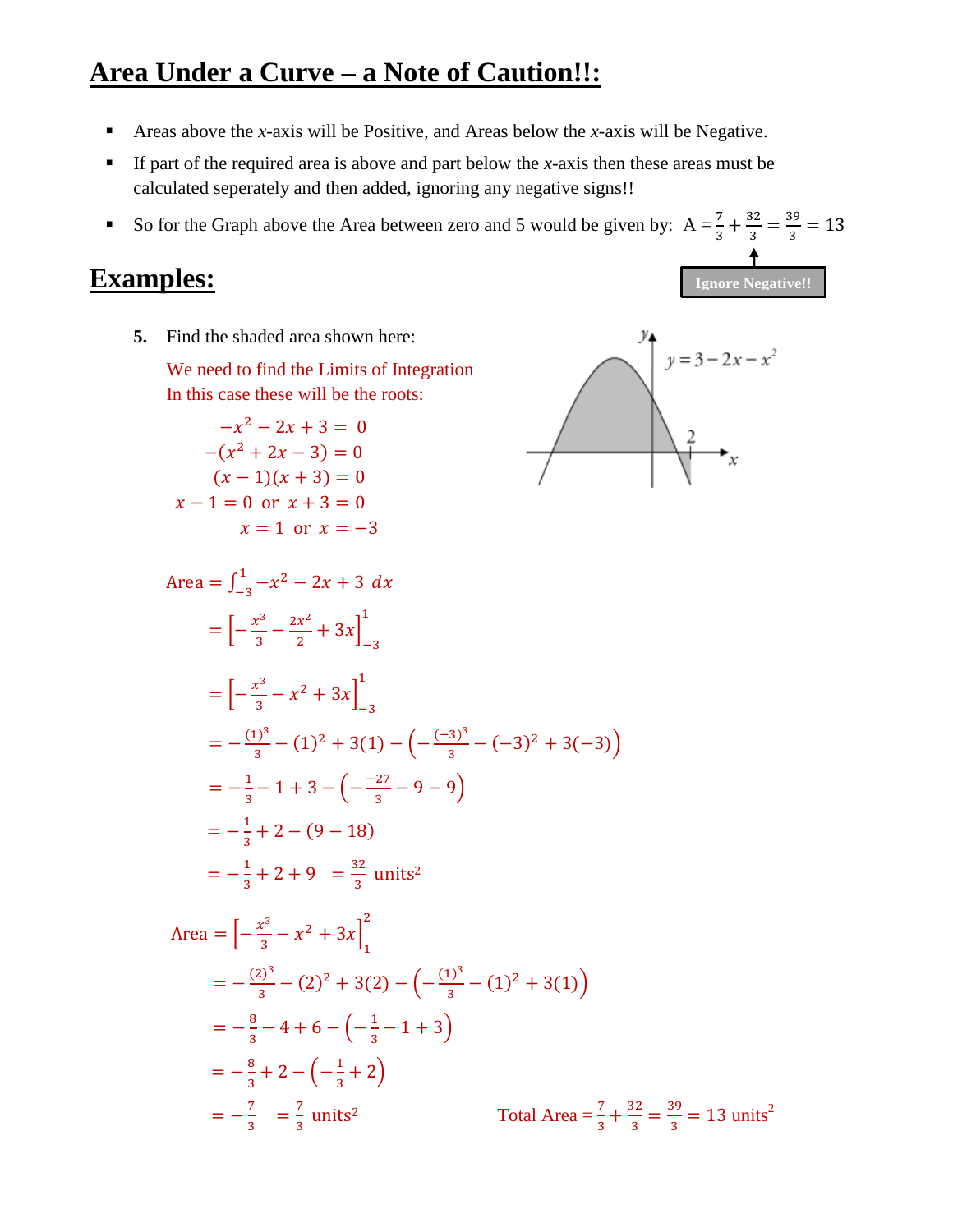# Area Under a Curve – a Note of Caution!!:

- Areas above the $x$-axis will be Positive, and Areas below the $x$-axis will be Negative.
- If part of the required area is above and part below the $x$-axis then these areas must be calculated seperately and then added, ignoring any negative signs!!
- So for the Graph above the Area between zero and 5 would be given by: $A = \frac{7}{3} + \frac{32}{3} = \frac{39}{3} = 13$

Ignore Negative!!

# Examples:

5. Find the shaded area shown here:

$y = 3 - 2x - x^2$

We need to find the Limits of Integration
In this case these will be the roots:

$$-x^2 - 2x + 3 = 0$$
$$-(x^2 + 2x - 3) = 0$$
$$(x - 1)(x + 3) = 0$$
$$x - 1 = 0 \text{ or } x + 3 = 0$$
$$x = 1 \text{ or } x = -3$$

$$\text{Area} = \int_{-3}^{1} -x^2 - 2x + 3 \; dx$$
$$= \left[-\frac{x^3}{3} - \frac{2x^2}{2} + 3x\right]_{-3}^{1}$$
$$= \left[-\frac{x^3}{3} - x^2 + 3x\right]_{-3}^{1}$$
$$= -\frac{(1)^3}{3} - (1)^2 + 3(1) - \left(-\frac{(-3)^3}{3} - (-3)^2 + 3(-3)\right)$$
$$= -\frac{1}{3} - 1 + 3 - \left(-\frac{-27}{3} - 9 - 9\right)$$
$$= -\frac{1}{3} + 2 - (9 - 18)$$
$$= -\frac{1}{3} + 2 + 9 \quad = \frac{32}{3} \text{ units}^2$$

$$\text{Area} = \left[-\frac{x^3}{3} - x^2 + 3x\right]_{1}^{2}$$
$$= -\frac{(2)^3}{3} - (2)^2 + 3(2) - \left(-\frac{(1)^3}{3} - (1)^2 + 3(1)\right)$$
$$= -\frac{8}{3} - 4 + 6 - \left(-\frac{1}{3} - 1 + 3\right)$$
$$= -\frac{8}{3} + 2 - \left(-\frac{1}{3} + 2\right)$$
$$= -\frac{7}{3} \quad = \frac{7}{3} \text{ units}^2$$

Total Area $= \frac{7}{3} + \frac{32}{3} = \frac{39}{3} = 13 \text{ units}^2$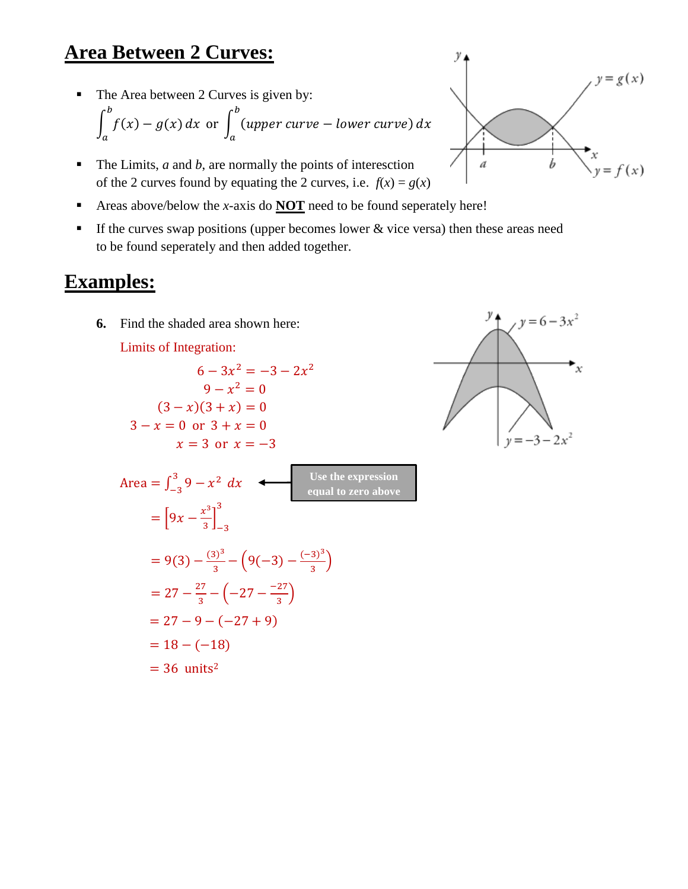## Area Between 2 Curves:

- The Area between 2 Curves is given by:

  $$\int_a^b f(x) - g(x)\,dx \text{ or } \int_a^b (upper\ curve - lower\ curve)\,dx$$

- The Limits, $a$ and $b$, are normally the points of interesction of the 2 curves found by equating the 2 curves, i.e. $f(x) = g(x)$
- Areas above/below the $x$-axis do **NOT** need to be found seperately here!
- If the curves swap positions (upper becomes lower & vice versa) then these areas need to be found seperately and then added together.

## Examples:

**6.** Find the shaded area shown here:

Limits of Integration:

$$6 - 3x^2 = -3 - 2x^2$$
$$9 - x^2 = 0$$
$$(3 - x)(3 + x) = 0$$
$$3 - x = 0 \text{ or } 3 + x = 0$$
$$x = 3 \text{ or } x = -3$$

$$\text{Area} = \int_{-3}^{3} 9 - x^2\ dx$$

Use the expression equal to zero above

$$= \left[9x - \frac{x^3}{3}\right]_{-3}^{3}$$

$$= 9(3) - \frac{(3)^3}{3} - \left(9(-3) - \frac{(-3)^3}{3}\right)$$

$$= 27 - \frac{27}{3} - \left(-27 - \frac{-27}{3}\right)$$

$$= 27 - 9 - (-27 + 9)$$

$$= 18 - (-18)$$

$$= 36 \text{ units}^2$$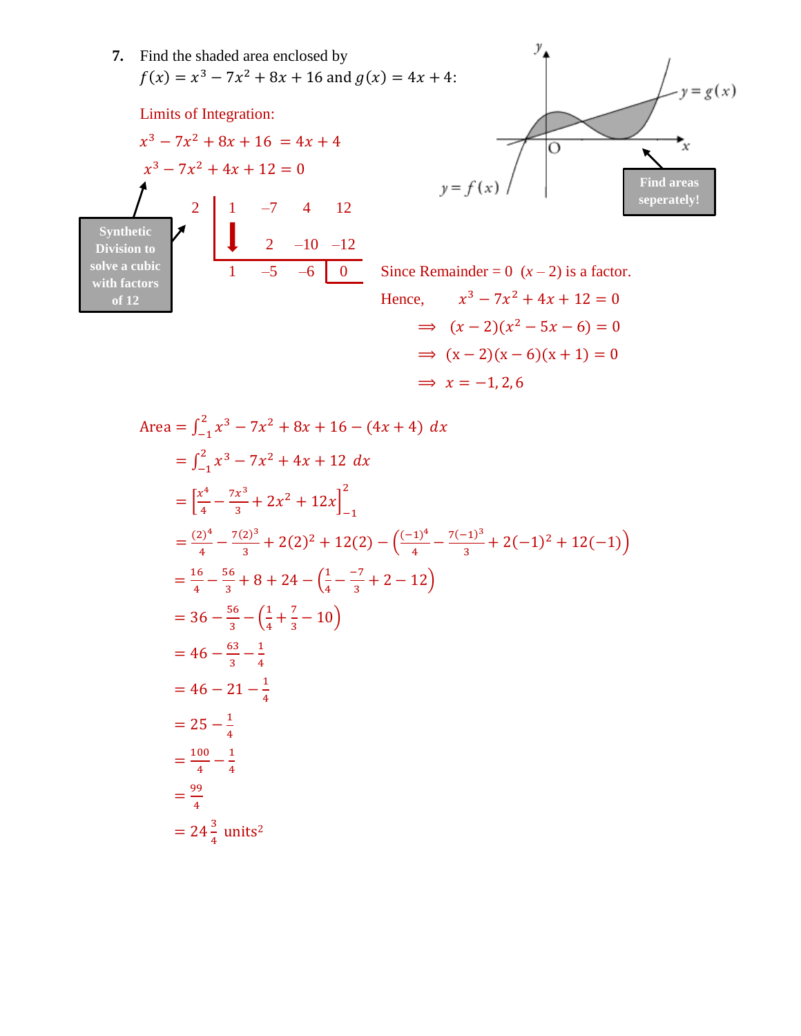**7.** Find the shaded area enclosed by $f(x) = x^3 - 7x^2 + 8x + 16$ and $g(x) = 4x + 4$:

y = g(x)

y = f(x)

O

Find areas seperately!

Limits of Integration:

$$x^3 - 7x^2 + 8x + 16 = 4x + 4$$

$$x^3 - 7x^2 + 4x + 12 = 0$$

Synthetic Division to solve a cubic with factors of 12

| 2 | 1 | −7 | 4 | 12 |
|---|---|---|---|---|
| | ↓ | 2 | −10 | −12 |
| | 1 | −5 | −6 | 0 |

Since Remainder = 0 $(x - 2)$ is a factor.

Hence, $x^3 - 7x^2 + 4x + 12 = 0$

$$\Rightarrow (x-2)(x^2 - 5x - 6) = 0$$

$$\Rightarrow (x-2)(x-6)(x+1) = 0$$

$$\Rightarrow x = -1, 2, 6$$

$$\text{Area} = \int_{-1}^{2} x^3 - 7x^2 + 8x + 16 - (4x+4)\ dx$$

$$= \int_{-1}^{2} x^3 - 7x^2 + 4x + 12\ dx$$

$$= \left[\frac{x^4}{4} - \frac{7x^3}{3} + 2x^2 + 12x\right]_{-1}^{2}$$

$$= \frac{(2)^4}{4} - \frac{7(2)^3}{3} + 2(2)^2 + 12(2) - \left(\frac{(-1)^4}{4} - \frac{7(-1)^3}{3} + 2(-1)^2 + 12(-1)\right)$$

$$= \frac{16}{4} - \frac{56}{3} + 8 + 24 - \left(\frac{1}{4} - \frac{-7}{3} + 2 - 12\right)$$

$$= 36 - \frac{56}{3} - \left(\frac{1}{4} + \frac{7}{3} - 10\right)$$

$$= 46 - \frac{63}{3} - \frac{1}{4}$$

$$= 46 - 21 - \frac{1}{4}$$

$$= 25 - \frac{1}{4}$$

$$= \frac{100}{4} - \frac{1}{4}$$

$$= \frac{99}{4}$$

$$= 24\tfrac{3}{4}\ \text{units}^2$$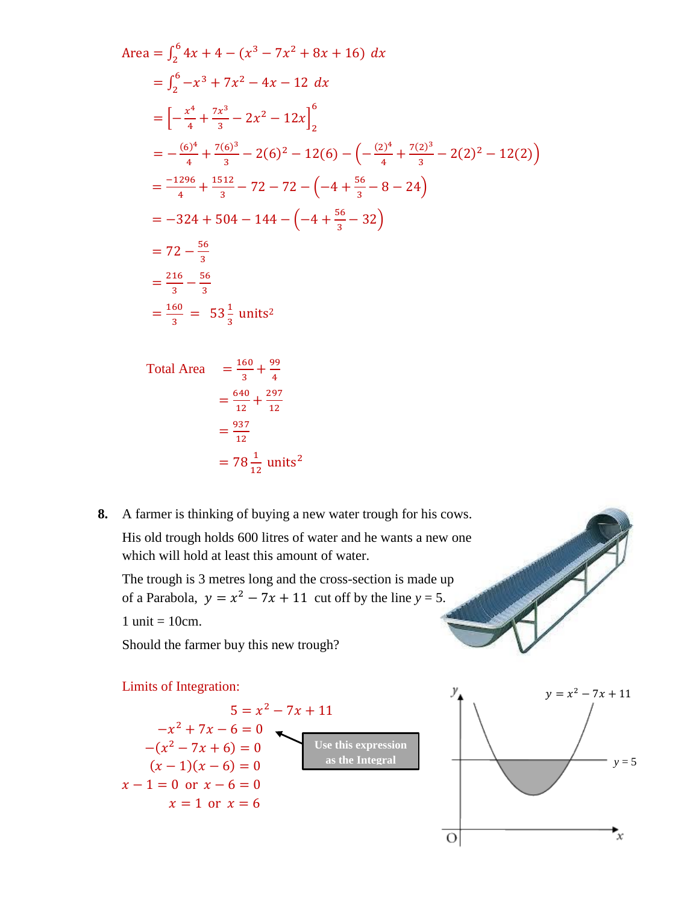$$\text{Area} = \int_2^6 4x + 4 - (x^3 - 7x^2 + 8x + 16)\ dx$$

$$= \int_2^6 -x^3 + 7x^2 - 4x - 12\ dx$$

$$= \left[-\frac{x^4}{4} + \frac{7x^3}{3} - 2x^2 - 12x\right]_2^6$$

$$= -\frac{(6)^4}{4} + \frac{7(6)^3}{3} - 2(6)^2 - 12(6) - \left(-\frac{(2)^4}{4} + \frac{7(2)^3}{3} - 2(2)^2 - 12(2)\right)$$

$$= \frac{-1296}{4} + \frac{1512}{3} - 72 - 72 - \left(-4 + \frac{56}{3} - 8 - 24\right)$$

$$= -324 + 504 - 144 - \left(-4 + \frac{56}{3} - 32\right)$$

$$= 72 - \frac{56}{3}$$

$$= \frac{216}{3} - \frac{56}{3}$$

$$= \frac{160}{3} = 53\tfrac{1}{3}\ \text{units}^2$$

$$\text{Total Area} = \frac{160}{3} + \frac{99}{4}$$

$$= \frac{640}{12} + \frac{297}{12}$$

$$= \frac{937}{12}$$

$$= 78\tfrac{1}{12}\ \text{units}^2$$

**8.** A farmer is thinking of buying a new water trough for his cows.

His old trough holds 600 litres of water and he wants a new one which will hold at least this amount of water.

The trough is 3 metres long and the cross-section is made up of a Parabola, $y = x^2 - 7x + 11$ cut off by the line $y = 5$.

1 unit = 10cm.

Should the farmer buy this new trough?

Limits of Integration:

$$5 = x^2 - 7x + 11$$

$$-x^2 + 7x - 6 = 0$$

Use this expression as the Integral

$$-(x^2 - 7x + 6) = 0$$

$$(x - 1)(x - 6) = 0$$

$$x - 1 = 0 \text{ or } x - 6 = 0$$

$$x = 1 \text{ or } x = 6$$

$y = x^2 - 7x + 11$

$y = 5$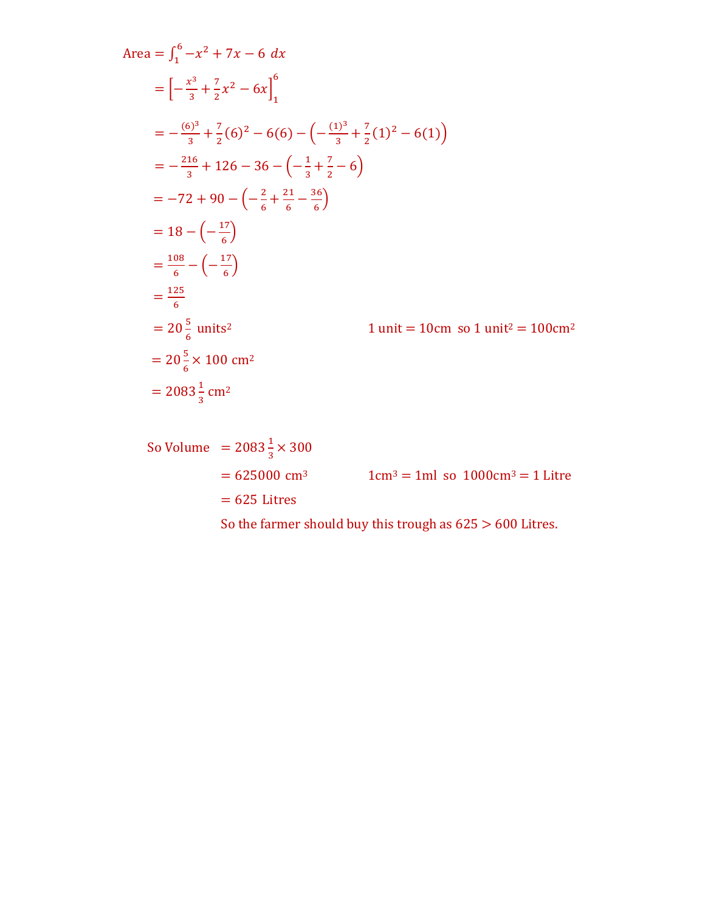$$\text{Area} = \int_1^6 -x^2 + 7x - 6 \; dx$$

$$= \left[ -\frac{x^3}{3} + \frac{7}{2}x^2 - 6x \right]_1^6$$

$$= -\frac{(6)^3}{3} + \frac{7}{2}(6)^2 - 6(6) - \left( -\frac{(1)^3}{3} + \frac{7}{2}(1)^2 - 6(1) \right)$$

$$= -\frac{216}{3} + 126 - 36 - \left( -\frac{1}{3} + \frac{7}{2} - 6 \right)$$

$$= -72 + 90 - \left( -\frac{2}{6} + \frac{21}{6} - \frac{36}{6} \right)$$

$$= 18 - \left( -\frac{17}{6} \right)$$

$$= \frac{108}{6} - \left( -\frac{17}{6} \right)$$

$$= \frac{125}{6}$$

$$= 20\tfrac{5}{6} \text{ units}^2$$

1 unit = 10cm so 1 unit$^2$ = 100cm$^2$

$$= 20\tfrac{5}{6} \times 100 \text{ cm}^2$$

$$= 2083\tfrac{1}{3} \text{ cm}^2$$

So Volume $= 2083\tfrac{1}{3} \times 300$

$= 625000 \text{ cm}^3$

1cm$^3$ = 1ml so 1000cm$^3$ = 1 Litre

$= 625$ Litres

So the farmer should buy this trough as $625 > 600$ Litres.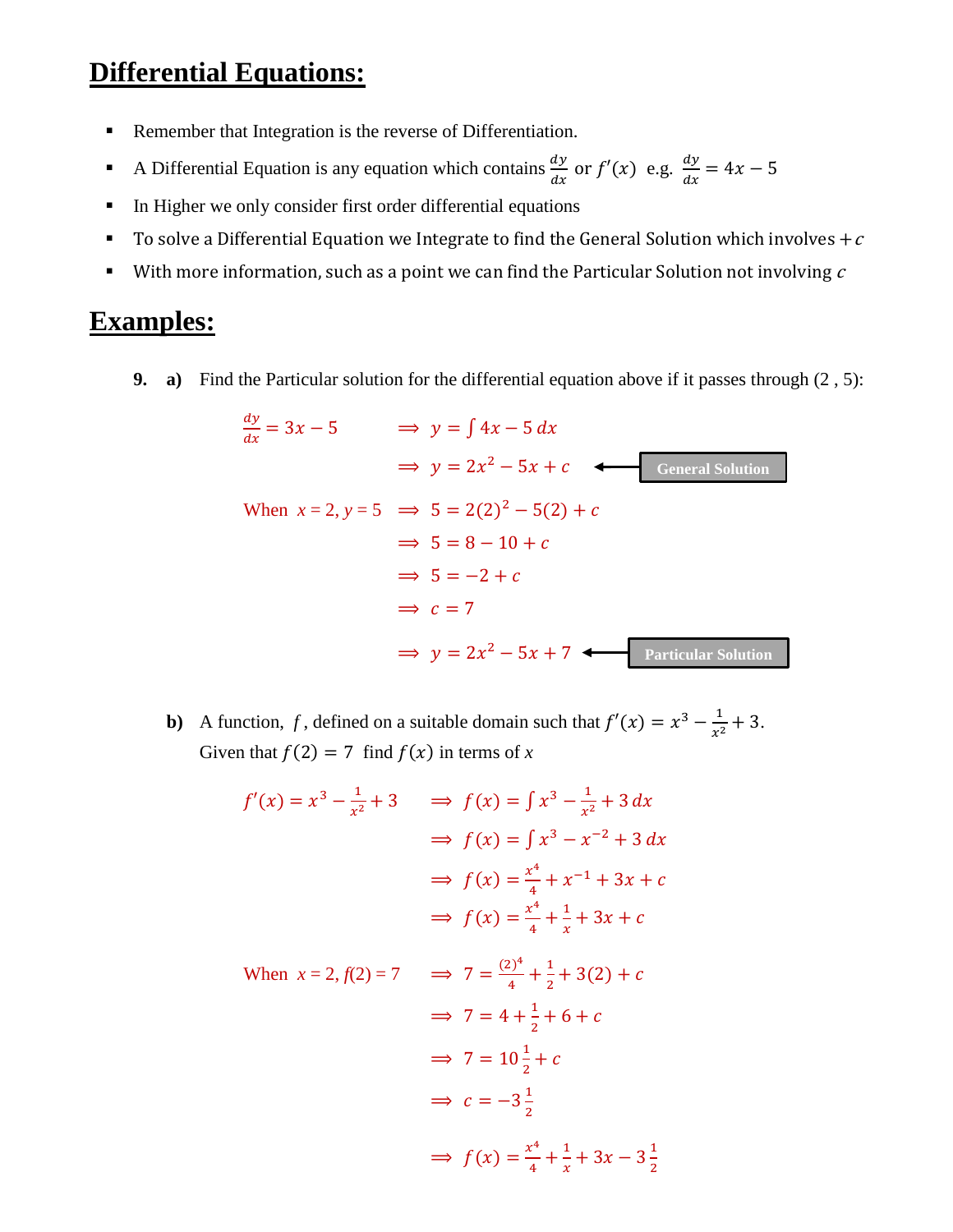## Differential Equations:

- Remember that Integration is the reverse of Differentiation.
- A Differential Equation is any equation which contains $\frac{dy}{dx}$ or $f'(x)$ e.g. $\frac{dy}{dx} = 4x - 5$
- In Higher we only consider first order differential equations
- To solve a Differential Equation we Integrate to find the General Solution which involves $+c$
- With more information, such as a point we can find the Particular Solution not involving $c$

## Examples:

**9.** **a)** Find the Particular solution for the differential equation above if it passes through (2 , 5):

$$\frac{dy}{dx} = 3x - 5 \quad \Rightarrow \; y = \int 4x - 5 \, dx$$

$$\Rightarrow \; y = 2x^2 - 5x + c \quad \longleftarrow \text{General Solution}$$

When $x = 2, y = 5$

$$\Rightarrow \; 5 = 2(2)^2 - 5(2) + c$$

$$\Rightarrow \; 5 = 8 - 10 + c$$

$$\Rightarrow \; 5 = -2 + c$$

$$\Rightarrow \; c = 7$$

$$\Rightarrow \; y = 2x^2 - 5x + 7 \quad \longleftarrow \text{Particular Solution}$$

**b)** A function, $f$, defined on a suitable domain such that $f'(x) = x^3 - \frac{1}{x^2} + 3$.
Given that $f(2) = 7$ find $f(x)$ in terms of $x$

$$f'(x) = x^3 - \frac{1}{x^2} + 3 \quad \Rightarrow \; f(x) = \int x^3 - \frac{1}{x^2} + 3 \, dx$$

$$\Rightarrow \; f(x) = \int x^3 - x^{-2} + 3 \, dx$$

$$\Rightarrow \; f(x) = \frac{x^4}{4} + x^{-1} + 3x + c$$

$$\Rightarrow \; f(x) = \frac{x^4}{4} + \frac{1}{x} + 3x + c$$

When $x = 2, f(2) = 7$

$$\Rightarrow \; 7 = \frac{(2)^4}{4} + \frac{1}{2} + 3(2) + c$$

$$\Rightarrow \; 7 = 4 + \frac{1}{2} + 6 + c$$

$$\Rightarrow \; 7 = 10\tfrac{1}{2} + c$$

$$\Rightarrow \; c = -3\tfrac{1}{2}$$

$$\Rightarrow \; f(x) = \frac{x^4}{4} + \frac{1}{x} + 3x - 3\tfrac{1}{2}$$